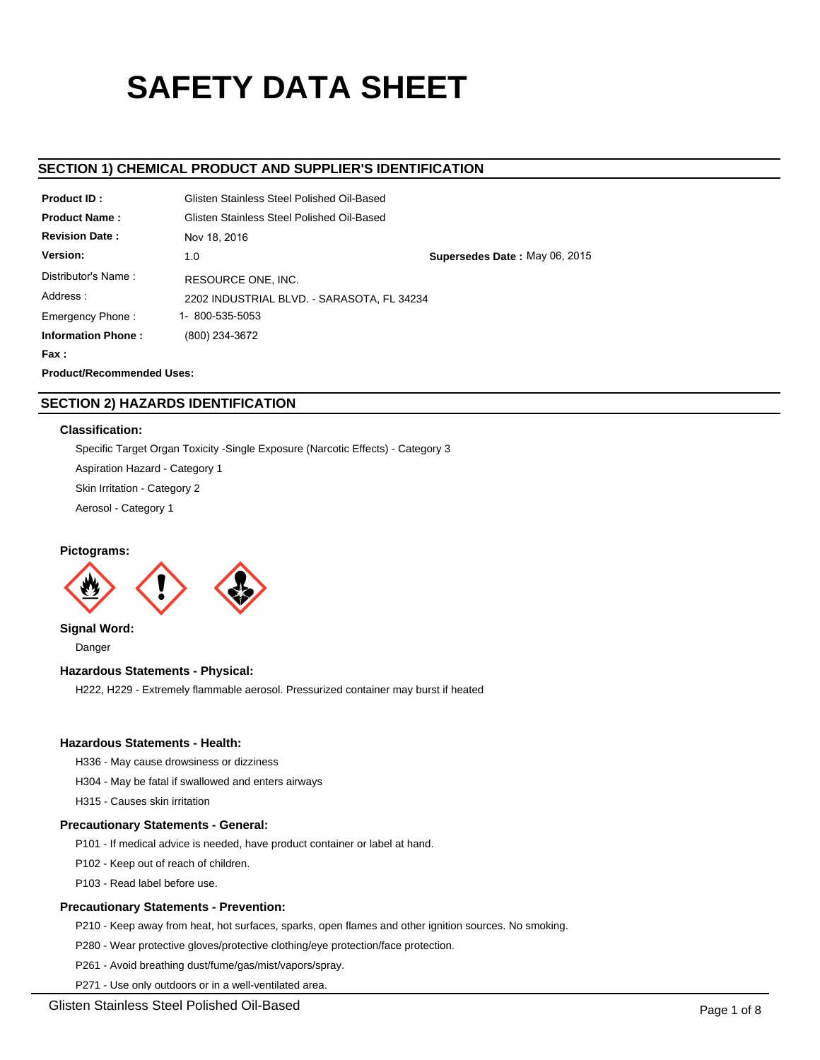# SAFETY DATA SHEET

## SECTION 1) CHEMICAL PRODUCT AND SUPPLIER'S IDENTIFICATION

| | | |
|---|---|---|
| **Product ID :** | Glisten Stainless Steel Polished Oil-Based | |
| **Product Name :** | Glisten Stainless Steel Polished Oil-Based | |
| **Revision Date :** | Nov 18, 2016 | |
| **Version:** | 1.0 | **Supersedes Date :** May 06, 2015 |
| Distributor's Name : | RESOURCE ONE, INC. | |
| Address : | 2202 INDUSTRIAL BLVD. - SARASOTA, FL 34234 | |
| Emergency Phone : | 1- 800-535-5053 | |
| **Information Phone :** | (800) 234-3672 | |
| **Fax :** | | |
| **Product/Recommended Uses:** | | |

## SECTION 2) HAZARDS IDENTIFICATION

### Classification:

Specific Target Organ Toxicity -Single Exposure (Narcotic Effects) - Category 3

Aspiration Hazard - Category 1

Skin Irritation - Category 2

Aerosol - Category 1

### Pictograms:

### Signal Word:

Danger

### Hazardous Statements - Physical:

H222, H229 - Extremely flammable aerosol. Pressurized container may burst if heated

### Hazardous Statements - Health:

H336 - May cause drowsiness or dizziness

H304 - May be fatal if swallowed and enters airways

H315 - Causes skin irritation

### Precautionary Statements - General:

P101 - If medical advice is needed, have product container or label at hand.

P102 - Keep out of reach of children.

P103 - Read label before use.

### Precautionary Statements - Prevention:

P210 - Keep away from heat, hot surfaces, sparks, open flames and other ignition sources. No smoking.

P280 - Wear protective gloves/protective clothing/eye protection/face protection.

P261 - Avoid breathing dust/fume/gas/mist/vapors/spray.

P271 - Use only outdoors or in a well-ventilated area.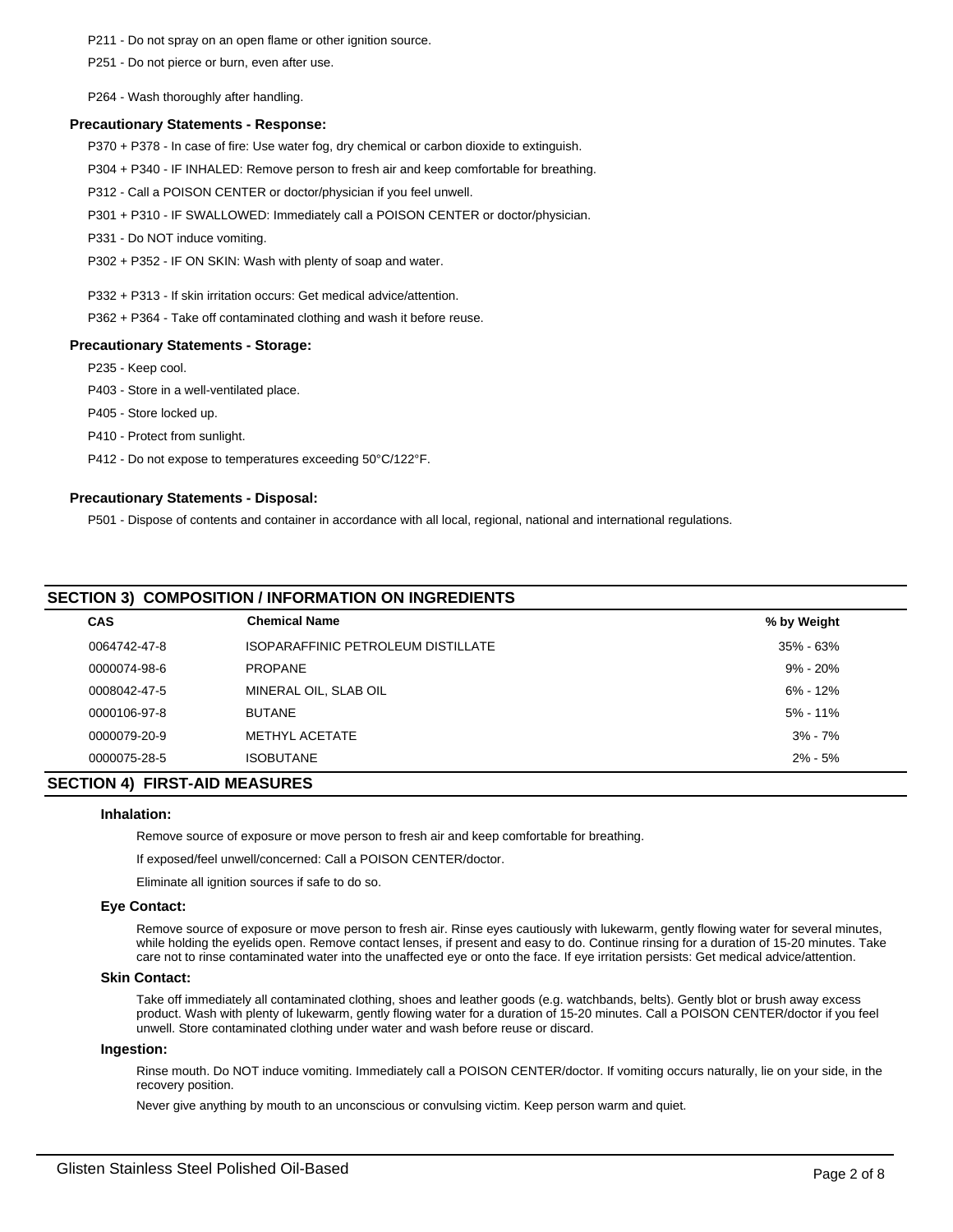P211 - Do not spray on an open flame or other ignition source.

P251 - Do not pierce or burn, even after use.

P264 - Wash thoroughly after handling.

### Precautionary Statements - Response:

P370 + P378 - In case of fire: Use water fog, dry chemical or carbon dioxide to extinguish.

P304 + P340 - IF INHALED: Remove person to fresh air and keep comfortable for breathing.

P312 - Call a POISON CENTER or doctor/physician if you feel unwell.

P301 + P310 - IF SWALLOWED: Immediately call a POISON CENTER or doctor/physician.

P331 - Do NOT induce vomiting.

P302 + P352 - IF ON SKIN: Wash with plenty of soap and water.

P332 + P313 - If skin irritation occurs: Get medical advice/attention.

P362 + P364 - Take off contaminated clothing and wash it before reuse.

### Precautionary Statements - Storage:

P235 - Keep cool.

P403 - Store in a well-ventilated place.

P405 - Store locked up.

P410 - Protect from sunlight.

P412 - Do not expose to temperatures exceeding 50°C/122°F.

### Precautionary Statements - Disposal:

P501 - Dispose of contents and container in accordance with all local, regional, national and international regulations.

## SECTION 3) COMPOSITION / INFORMATION ON INGREDIENTS

| CAS | Chemical Name | % by Weight |
|---|---|---|
| 0064742-47-8 | ISOPARAFFINIC PETROLEUM DISTILLATE | 35% - 63% |
| 0000074-98-6 | PROPANE | 9% - 20% |
| 0008042-47-5 | MINERAL OIL, SLAB OIL | 6% - 12% |
| 0000106-97-8 | BUTANE | 5% - 11% |
| 0000079-20-9 | METHYL ACETATE | 3% - 7% |
| 0000075-28-5 | ISOBUTANE | 2% - 5% |

## SECTION 4) FIRST-AID MEASURES

### Inhalation:

Remove source of exposure or move person to fresh air and keep comfortable for breathing.

If exposed/feel unwell/concerned: Call a POISON CENTER/doctor.

Eliminate all ignition sources if safe to do so.

### Eye Contact:

Remove source of exposure or move person to fresh air. Rinse eyes cautiously with lukewarm, gently flowing water for several minutes, while holding the eyelids open. Remove contact lenses, if present and easy to do. Continue rinsing for a duration of 15-20 minutes. Take care not to rinse contaminated water into the unaffected eye or onto the face. If eye irritation persists: Get medical advice/attention.

### Skin Contact:

Take off immediately all contaminated clothing, shoes and leather goods (e.g. watchbands, belts). Gently blot or brush away excess product. Wash with plenty of lukewarm, gently flowing water for a duration of 15-20 minutes. Call a POISON CENTER/doctor if you feel unwell. Store contaminated clothing under water and wash before reuse or discard.

### Ingestion:

Rinse mouth. Do NOT induce vomiting. Immediately call a POISON CENTER/doctor. If vomiting occurs naturally, lie on your side, in the recovery position.

Never give anything by mouth to an unconscious or convulsing victim. Keep person warm and quiet.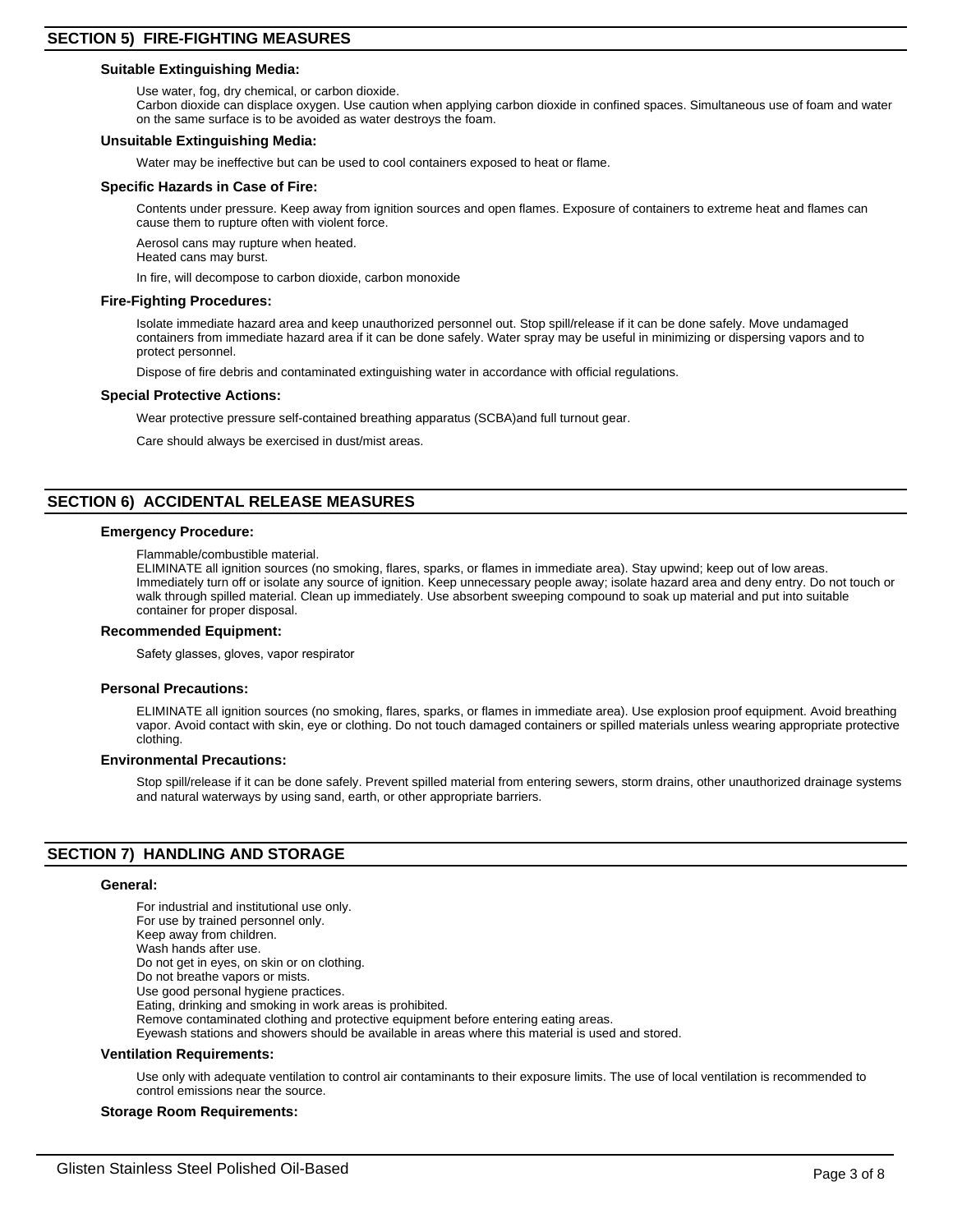## SECTION 5) FIRE-FIGHTING MEASURES

### Suitable Extinguishing Media:

Use water, fog, dry chemical, or carbon dioxide.
Carbon dioxide can displace oxygen. Use caution when applying carbon dioxide in confined spaces. Simultaneous use of foam and water on the same surface is to be avoided as water destroys the foam.

### Unsuitable Extinguishing Media:

Water may be ineffective but can be used to cool containers exposed to heat or flame.

### Specific Hazards in Case of Fire:

Contents under pressure. Keep away from ignition sources and open flames. Exposure of containers to extreme heat and flames can cause them to rupture often with violent force.

Aerosol cans may rupture when heated.
Heated cans may burst.

In fire, will decompose to carbon dioxide, carbon monoxide

### Fire-Fighting Procedures:

Isolate immediate hazard area and keep unauthorized personnel out. Stop spill/release if it can be done safely. Move undamaged containers from immediate hazard area if it can be done safely. Water spray may be useful in minimizing or dispersing vapors and to protect personnel.

Dispose of fire debris and contaminated extinguishing water in accordance with official regulations.

### Special Protective Actions:

Wear protective pressure self-contained breathing apparatus (SCBA)and full turnout gear.

Care should always be exercised in dust/mist areas.

## SECTION 6) ACCIDENTAL RELEASE MEASURES

### Emergency Procedure:

Flammable/combustible material.
ELIMINATE all ignition sources (no smoking, flares, sparks, or flames in immediate area). Stay upwind; keep out of low areas. Immediately turn off or isolate any source of ignition. Keep unnecessary people away; isolate hazard area and deny entry. Do not touch or walk through spilled material. Clean up immediately. Use absorbent sweeping compound to soak up material and put into suitable container for proper disposal.

### Recommended Equipment:

Safety glasses, gloves, vapor respirator

### Personal Precautions:

ELIMINATE all ignition sources (no smoking, flares, sparks, or flames in immediate area). Use explosion proof equipment. Avoid breathing vapor. Avoid contact with skin, eye or clothing. Do not touch damaged containers or spilled materials unless wearing appropriate protective clothing.

### Environmental Precautions:

Stop spill/release if it can be done safely. Prevent spilled material from entering sewers, storm drains, other unauthorized drainage systems and natural waterways by using sand, earth, or other appropriate barriers.

## SECTION 7) HANDLING AND STORAGE

### General:

For industrial and institutional use only.
For use by trained personnel only.
Keep away from children.
Wash hands after use.
Do not get in eyes, on skin or on clothing.
Do not breathe vapors or mists.
Use good personal hygiene practices.
Eating, drinking and smoking in work areas is prohibited.
Remove contaminated clothing and protective equipment before entering eating areas.
Eyewash stations and showers should be available in areas where this material is used and stored.

### Ventilation Requirements:

Use only with adequate ventilation to control air contaminants to their exposure limits. The use of local ventilation is recommended to control emissions near the source.

### Storage Room Requirements: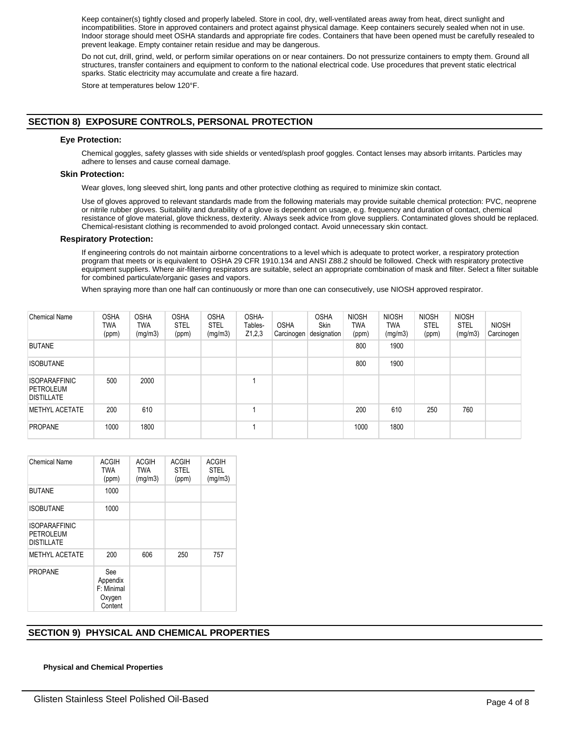Keep container(s) tightly closed and properly labeled. Store in cool, dry, well-ventilated areas away from heat, direct sunlight and incompatibilities. Store in approved containers and protect against physical damage. Keep containers securely sealed when not in use. Indoor storage should meet OSHA standards and appropriate fire codes. Containers that have been opened must be carefully resealed to prevent leakage. Empty container retain residue and may be dangerous.

Do not cut, drill, grind, weld, or perform similar operations on or near containers. Do not pressurize containers to empty them. Ground all structures, transfer containers and equipment to conform to the national electrical code. Use procedures that prevent static electrical sparks. Static electricity may accumulate and create a fire hazard.

Store at temperatures below 120°F.

## SECTION 8) EXPOSURE CONTROLS, PERSONAL PROTECTION

### Eye Protection:

Chemical goggles, safety glasses with side shields or vented/splash proof goggles. Contact lenses may absorb irritants. Particles may adhere to lenses and cause corneal damage.

### Skin Protection:

Wear gloves, long sleeved shirt, long pants and other protective clothing as required to minimize skin contact.

Use of gloves approved to relevant standards made from the following materials may provide suitable chemical protection: PVC, neoprene or nitrile rubber gloves. Suitability and durability of a glove is dependent on usage, e.g. frequency and duration of contact, chemical resistance of glove material, glove thickness, dexterity. Always seek advice from glove suppliers. Contaminated gloves should be replaced. Chemical-resistant clothing is recommended to avoid prolonged contact. Avoid unnecessary skin contact.

### Respiratory Protection:

If engineering controls do not maintain airborne concentrations to a level which is adequate to protect worker, a respiratory protection program that meets or is equivalent to OSHA 29 CFR 1910.134 and ANSI Z88.2 should be followed. Check with respiratory protective equipment suppliers. Where air-filtering respirators are suitable, select an appropriate combination of mask and filter. Select a filter suitable for combined particulate/organic gases and vapors.

When spraying more than one half can continuously or more than one can consecutively, use NIOSH approved respirator.

| Chemical Name | OSHA TWA (ppm) | OSHA TWA (mg/m3) | OSHA STEL (ppm) | OSHA STEL (mg/m3) | OSHA-Tables-Z1,2,3 | OSHA Carcinogen | OSHA Skin designation | NIOSH TWA (ppm) | NIOSH TWA (mg/m3) | NIOSH STEL (ppm) | NIOSH STEL (mg/m3) | NIOSH Carcinogen |
|---|---|---|---|---|---|---|---|---|---|---|---|---|
| BUTANE | | | | | | | | 800 | 1900 | | | |
| ISOBUTANE | | | | | | | | 800 | 1900 | | | |
| ISOPARAFFINIC PETROLEUM DISTILLATE | 500 | 2000 | | | 1 | | | | | | | |
| METHYL ACETATE | 200 | 610 | | | 1 | | | 200 | 610 | 250 | 760 | |
| PROPANE | 1000 | 1800 | | | 1 | | | 1000 | 1800 | | | |

| Chemical Name | ACGIH TWA (ppm) | ACGIH TWA (mg/m3) | ACGIH STEL (ppm) | ACGIH STEL (mg/m3) |
|---|---|---|---|---|
| BUTANE | 1000 | | | |
| ISOBUTANE | 1000 | | | |
| ISOPARAFFINIC PETROLEUM DISTILLATE | | | | |
| METHYL ACETATE | 200 | 606 | 250 | 757 |
| PROPANE | See Appendix F: Minimal Oxygen Content | | | |

## SECTION 9) PHYSICAL AND CHEMICAL PROPERTIES

**Physical and Chemical Properties**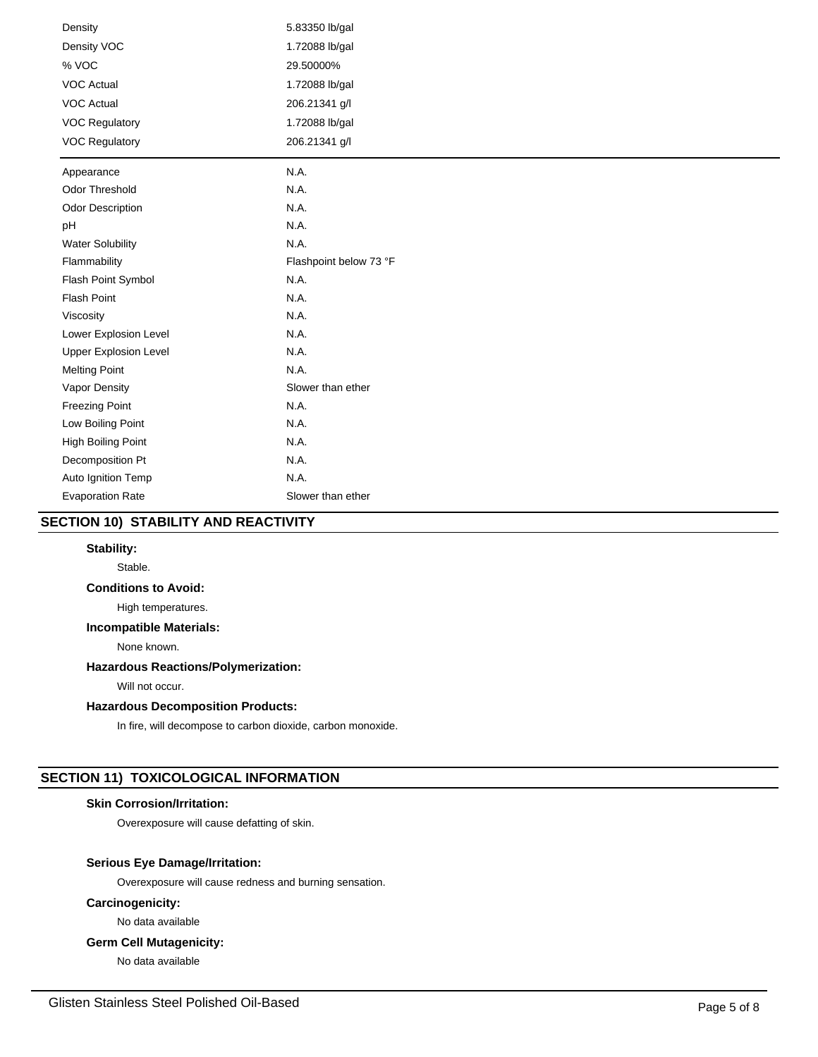| | |
|---|---|
| Density | 5.83350 lb/gal |
| Density VOC | 1.72088 lb/gal |
| % VOC | 29.50000% |
| VOC Actual | 1.72088 lb/gal |
| VOC Actual | 206.21341 g/l |
| VOC Regulatory | 1.72088 lb/gal |
| VOC Regulatory | 206.21341 g/l |

| | |
|---|---|
| Appearance | N.A. |
| Odor Threshold | N.A. |
| Odor Description | N.A. |
| pH | N.A. |
| Water Solubility | N.A. |
| Flammability | Flashpoint below 73 °F |
| Flash Point Symbol | N.A. |
| Flash Point | N.A. |
| Viscosity | N.A. |
| Lower Explosion Level | N.A. |
| Upper Explosion Level | N.A. |
| Melting Point | N.A. |
| Vapor Density | Slower than ether |
| Freezing Point | N.A. |
| Low Boiling Point | N.A. |
| High Boiling Point | N.A. |
| Decomposition Pt | N.A. |
| Auto Ignition Temp | N.A. |
| Evaporation Rate | Slower than ether |

## SECTION 10) STABILITY AND REACTIVITY

**Stability:**

Stable.

**Conditions to Avoid:**

High temperatures.

**Incompatible Materials:**

None known.

**Hazardous Reactions/Polymerization:**

Will not occur.

**Hazardous Decomposition Products:**

In fire, will decompose to carbon dioxide, carbon monoxide.

## SECTION 11) TOXICOLOGICAL INFORMATION

**Skin Corrosion/Irritation:**

Overexposure will cause defatting of skin.

**Serious Eye Damage/Irritation:**

Overexposure will cause redness and burning sensation.

**Carcinogenicity:**

No data available

**Germ Cell Mutagenicity:**

No data available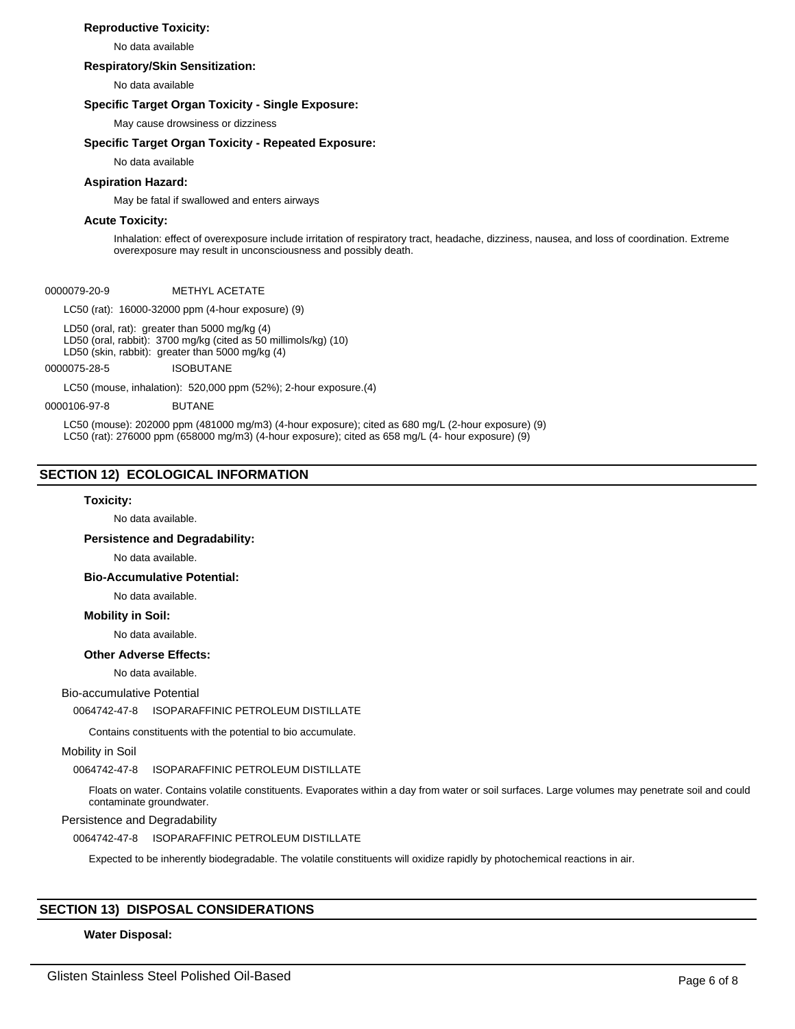**Reproductive Toxicity:**

No data available

**Respiratory/Skin Sensitization:**

No data available

**Specific Target Organ Toxicity - Single Exposure:**

May cause drowsiness or dizziness

**Specific Target Organ Toxicity - Repeated Exposure:**

No data available

**Aspiration Hazard:**

May be fatal if swallowed and enters airways

**Acute Toxicity:**

Inhalation: effect of overexposure include irritation of respiratory tract, headache, dizziness, nausea, and loss of coordination. Extreme overexposure may result in unconsciousness and possibly death.

0000079-20-9 METHYL ACETATE

LC50 (rat): 16000-32000 ppm (4-hour exposure) (9)

LD50 (oral, rat): greater than 5000 mg/kg (4)
LD50 (oral, rabbit): 3700 mg/kg (cited as 50 millimols/kg) (10)
LD50 (skin, rabbit): greater than 5000 mg/kg (4)

0000075-28-5 ISOBUTANE

LC50 (mouse, inhalation): 520,000 ppm (52%); 2-hour exposure.(4)

0000106-97-8 BUTANE

LC50 (mouse): 202000 ppm (481000 mg/m3) (4-hour exposure); cited as 680 mg/L (2-hour exposure) (9)
LC50 (rat): 276000 ppm (658000 mg/m3) (4-hour exposure); cited as 658 mg/L (4- hour exposure) (9)

## SECTION 12) ECOLOGICAL INFORMATION

**Toxicity:**

No data available.

**Persistence and Degradability:**

No data available.

**Bio-Accumulative Potential:**

No data available.

**Mobility in Soil:**

No data available.

**Other Adverse Effects:**

No data available.

Bio-accumulative Potential

0064742-47-8 ISOPARAFFINIC PETROLEUM DISTILLATE

Contains constituents with the potential to bio accumulate.

Mobility in Soil

0064742-47-8 ISOPARAFFINIC PETROLEUM DISTILLATE

Floats on water. Contains volatile constituents. Evaporates within a day from water or soil surfaces. Large volumes may penetrate soil and could contaminate groundwater.

Persistence and Degradability

0064742-47-8 ISOPARAFFINIC PETROLEUM DISTILLATE

Expected to be inherently biodegradable. The volatile constituents will oxidize rapidly by photochemical reactions in air.

## SECTION 13) DISPOSAL CONSIDERATIONS

**Water Disposal:**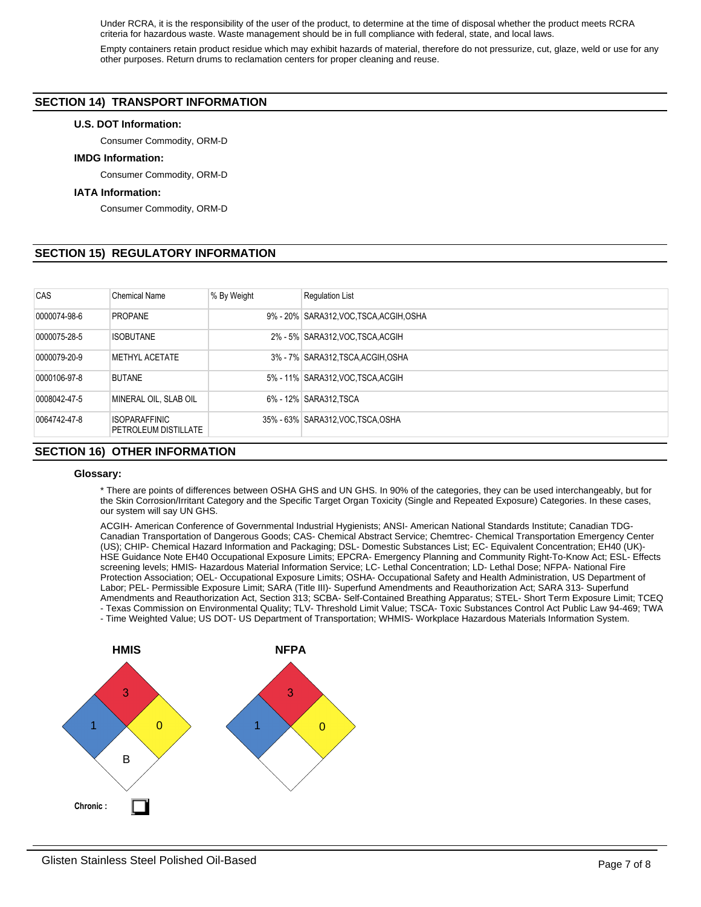Under RCRA, it is the responsibility of the user of the product, to determine at the time of disposal whether the product meets RCRA criteria for hazardous waste. Waste management should be in full compliance with federal, state, and local laws.

Empty containers retain product residue which may exhibit hazards of material, therefore do not pressurize, cut, glaze, weld or use for any other purposes. Return drums to reclamation centers for proper cleaning and reuse.

## SECTION 14) TRANSPORT INFORMATION

### U.S. DOT Information:

Consumer Commodity, ORM-D

### IMDG Information:

Consumer Commodity, ORM-D

### IATA Information:

Consumer Commodity, ORM-D

## SECTION 15) REGULATORY INFORMATION

| CAS | Chemical Name | % By Weight | Regulation List |
|---|---|---|---|
| 0000074-98-6 | PROPANE | 9% - 20% | SARA312,VOC,TSCA,ACGIH,OSHA |
| 0000075-28-5 | ISOBUTANE | 2% - 5% | SARA312,VOC,TSCA,ACGIH |
| 0000079-20-9 | METHYL ACETATE | 3% - 7% | SARA312,TSCA,ACGIH,OSHA |
| 0000106-97-8 | BUTANE | 5% - 11% | SARA312,VOC,TSCA,ACGIH |
| 0008042-47-5 | MINERAL OIL, SLAB OIL | 6% - 12% | SARA312,TSCA |
| 0064742-47-8 | ISOPARAFFINIC PETROLEUM DISTILLATE | 35% - 63% | SARA312,VOC,TSCA,OSHA |

## SECTION 16) OTHER INFORMATION

### Glossary:

* There are points of differences between OSHA GHS and UN GHS. In 90% of the categories, they can be used interchangeably, but for the Skin Corrosion/Irritant Category and the Specific Target Organ Toxicity (Single and Repeated Exposure) Categories. In these cases, our system will say UN GHS.

ACGIH- American Conference of Governmental Industrial Hygienists; ANSI- American National Standards Institute; Canadian TDG- Canadian Transportation of Dangerous Goods; CAS- Chemical Abstract Service; Chemtrec- Chemical Transportation Emergency Center (US); CHIP- Chemical Hazard Information and Packaging; DSL- Domestic Substances List; EC- Equivalent Concentration; EH40 (UK)- HSE Guidance Note EH40 Occupational Exposure Limits; EPCRA- Emergency Planning and Community Right-To-Know Act; ESL- Effects screening levels; HMIS- Hazardous Material Information Service; LC- Lethal Concentration; LD- Lethal Dose; NFPA- National Fire Protection Association; OEL- Occupational Exposure Limits; OSHA- Occupational Safety and Health Administration, US Department of Labor; PEL- Permissible Exposure Limit; SARA (Title III)- Superfund Amendments and Reauthorization Act; SARA 313- Superfund Amendments and Reauthorization Act, Section 313; SCBA- Self-Contained Breathing Apparatus; STEL- Short Term Exposure Limit; TCEQ - Texas Commission on Environmental Quality; TLV- Threshold Limit Value; TSCA- Toxic Substances Control Act Public Law 94-469; TWA - Time Weighted Value; US DOT- US Department of Transportation; WHMIS- Workplace Hazardous Materials Information System.

**HMIS**

| Health | Flammability | Reactivity | Personal Protection |
|---|---|---|---|
| 1 | 3 | 0 | B |

**NFPA**

| Health | Flammability | Reactivity | Special |
|---|---|---|---|
| 1 | 3 | 0 | |

**Chronic :** ☐

Glisten Stainless Steel Polished Oil-Based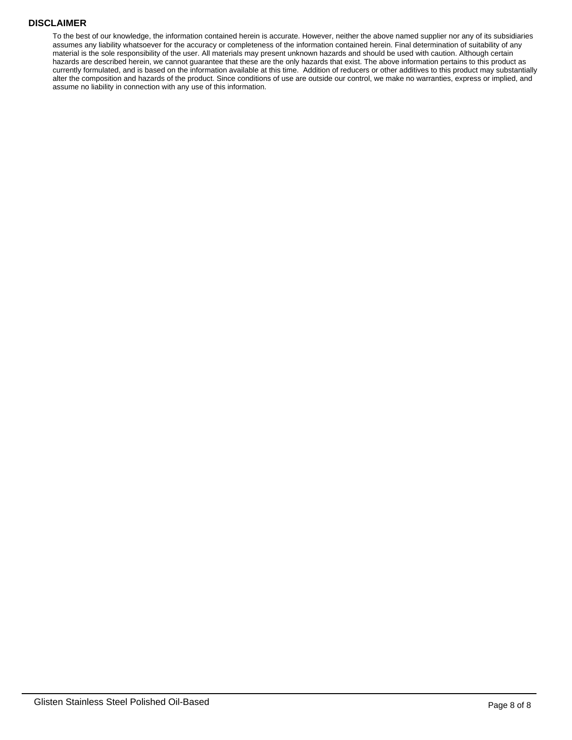## DISCLAIMER

To the best of our knowledge, the information contained herein is accurate. However, neither the above named supplier nor any of its subsidiaries assumes any liability whatsoever for the accuracy or completeness of the information contained herein. Final determination of suitability of any material is the sole responsibility of the user. All materials may present unknown hazards and should be used with caution. Although certain hazards are described herein, we cannot guarantee that these are the only hazards that exist. The above information pertains to this product as currently formulated, and is based on the information available at this time. Addition of reducers or other additives to this product may substantially alter the composition and hazards of the product. Since conditions of use are outside our control, we make no warranties, express or implied, and assume no liability in connection with any use of this information.